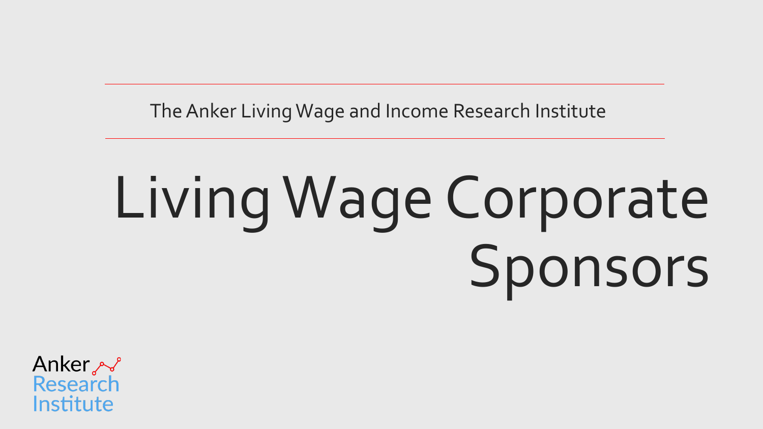The Anker Living Wage and Income Research Institute

# Living Wage Corporate Sponsors

Anker Research Institute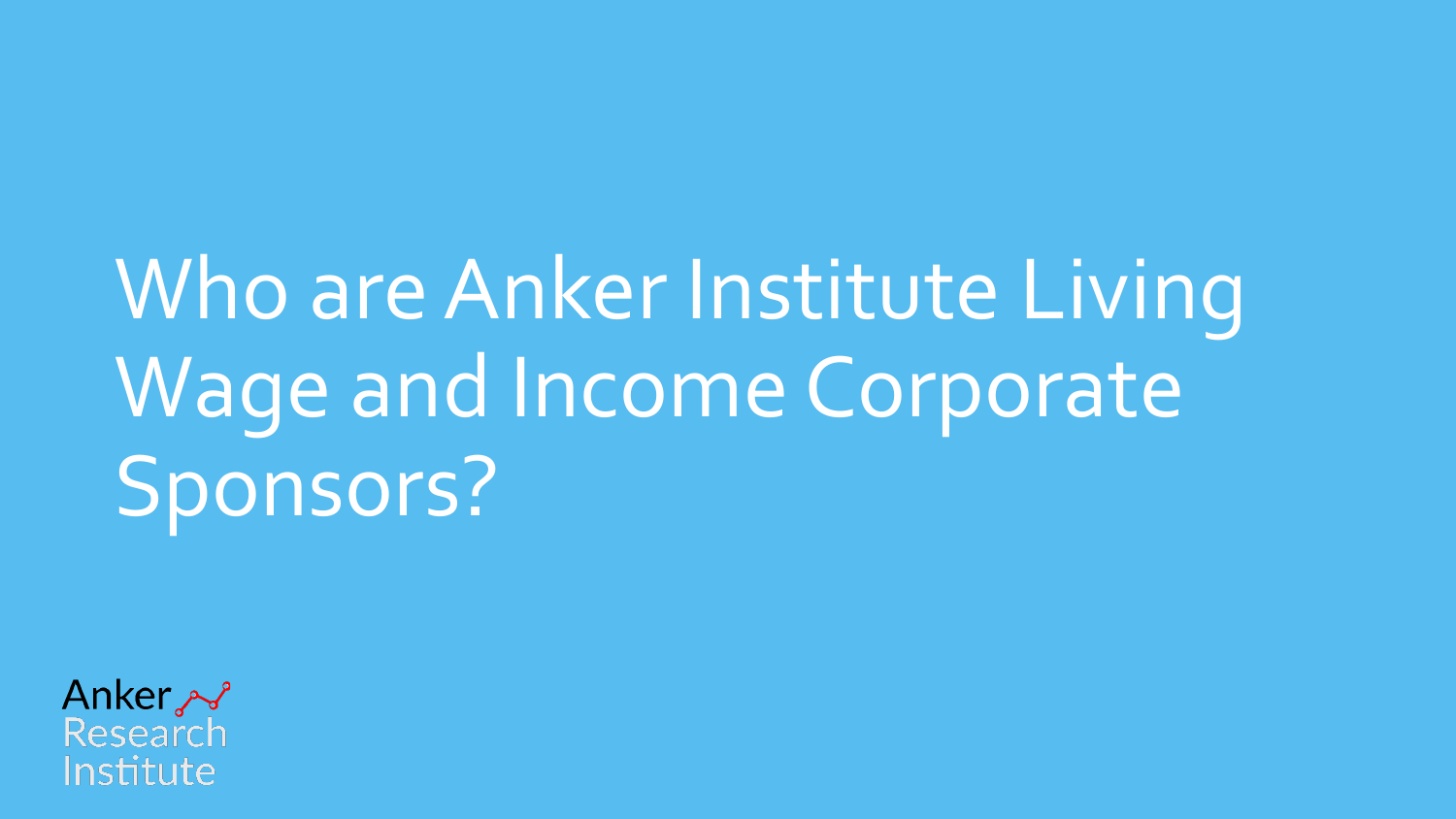# Who are Anker Institute Living Wage and Income Corporate Sponsors?

Anker Research Institute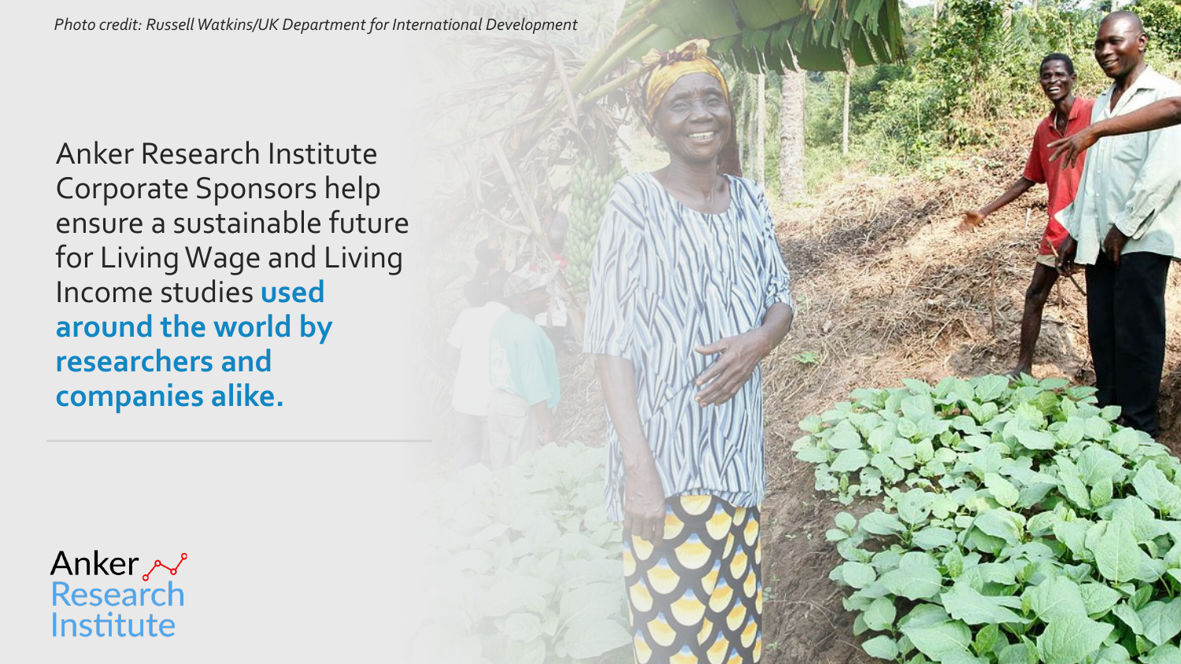*Photo credit: Russell Watkins/UK Department for International Development*

Anker Research Institute Corporate Sponsors help ensure a sustainable future for Living Wage and Living Income studies **used around the world by researchers and companies alike.**

Anker Research Institute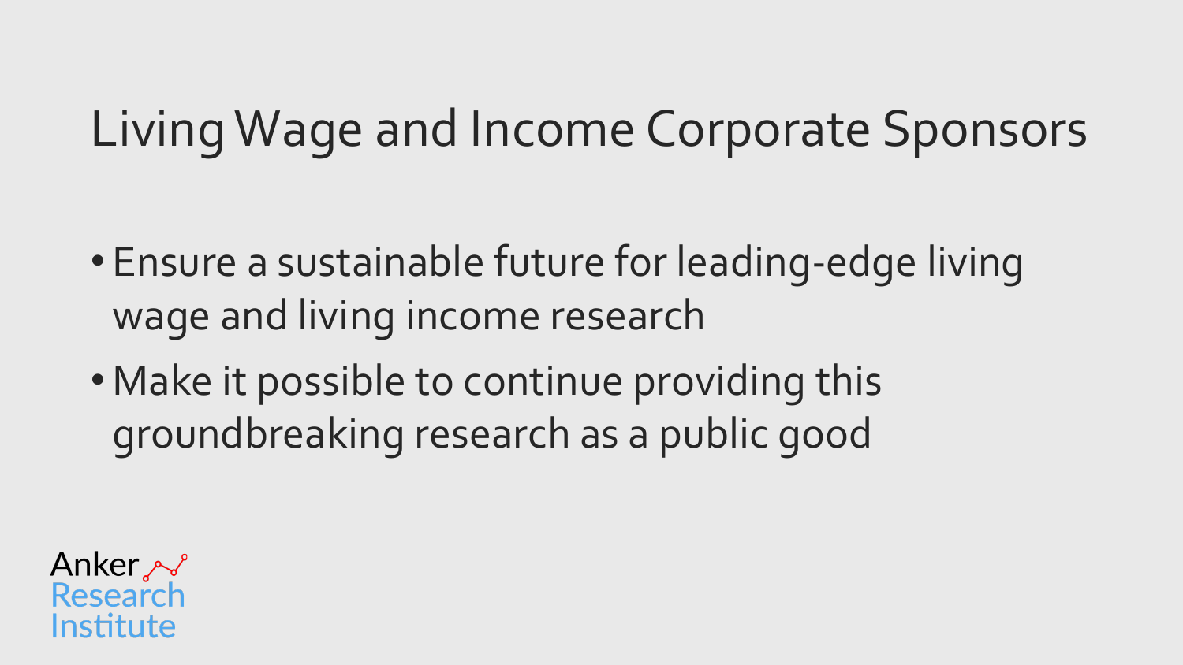# Living Wage and Income Corporate Sponsors

- Ensure a sustainable future for leading-edge living wage and living income research
- Make it possible to continue providing this groundbreaking research as a public good

Anker Research Institute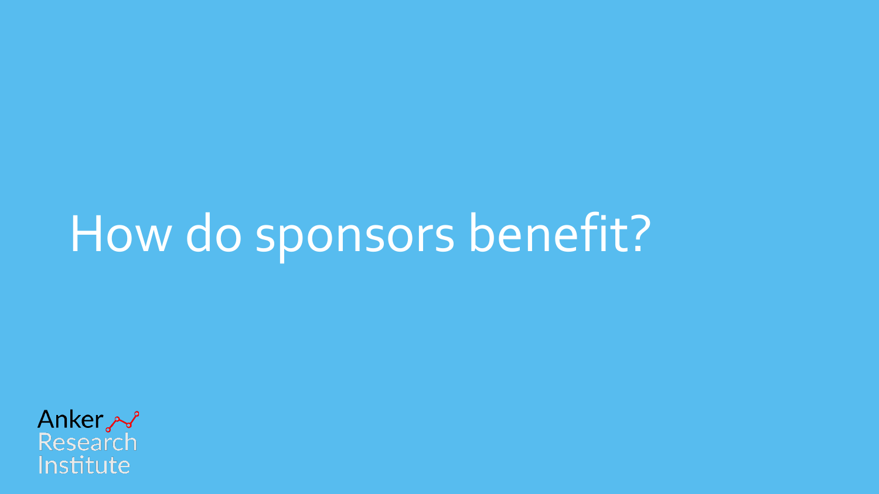# How do sponsors benefit?

Anker Research Institute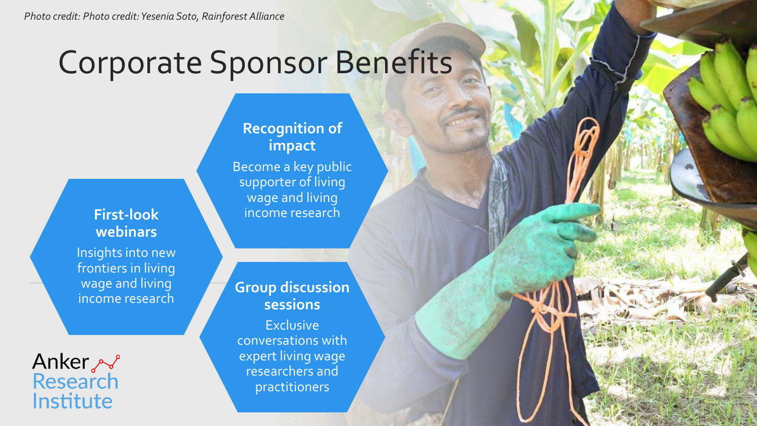*Photo credit: Photo credit: Yesenia Soto, Rainforest Alliance*

# Corporate Sponsor Benefits

**First-look webinars**

Insights into new frontiers in living wage and living income research

**Recognition of impact**

Become a key public supporter of living wage and living income research

**Group discussion sessions**

Exclusive conversations with expert living wage researchers and practitioners

Anker Research Institute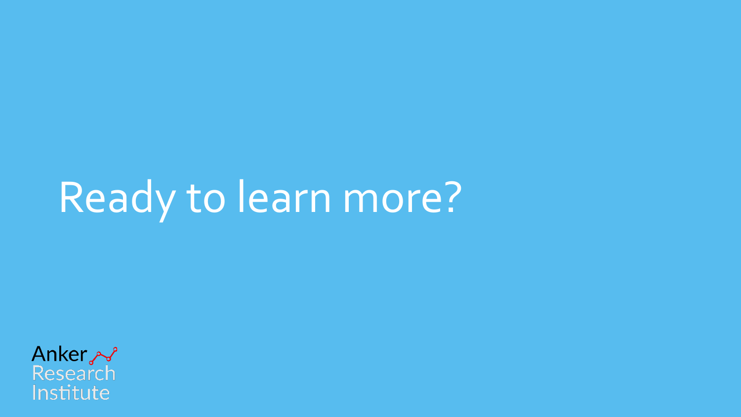# Ready to learn more?

Anker Research Institute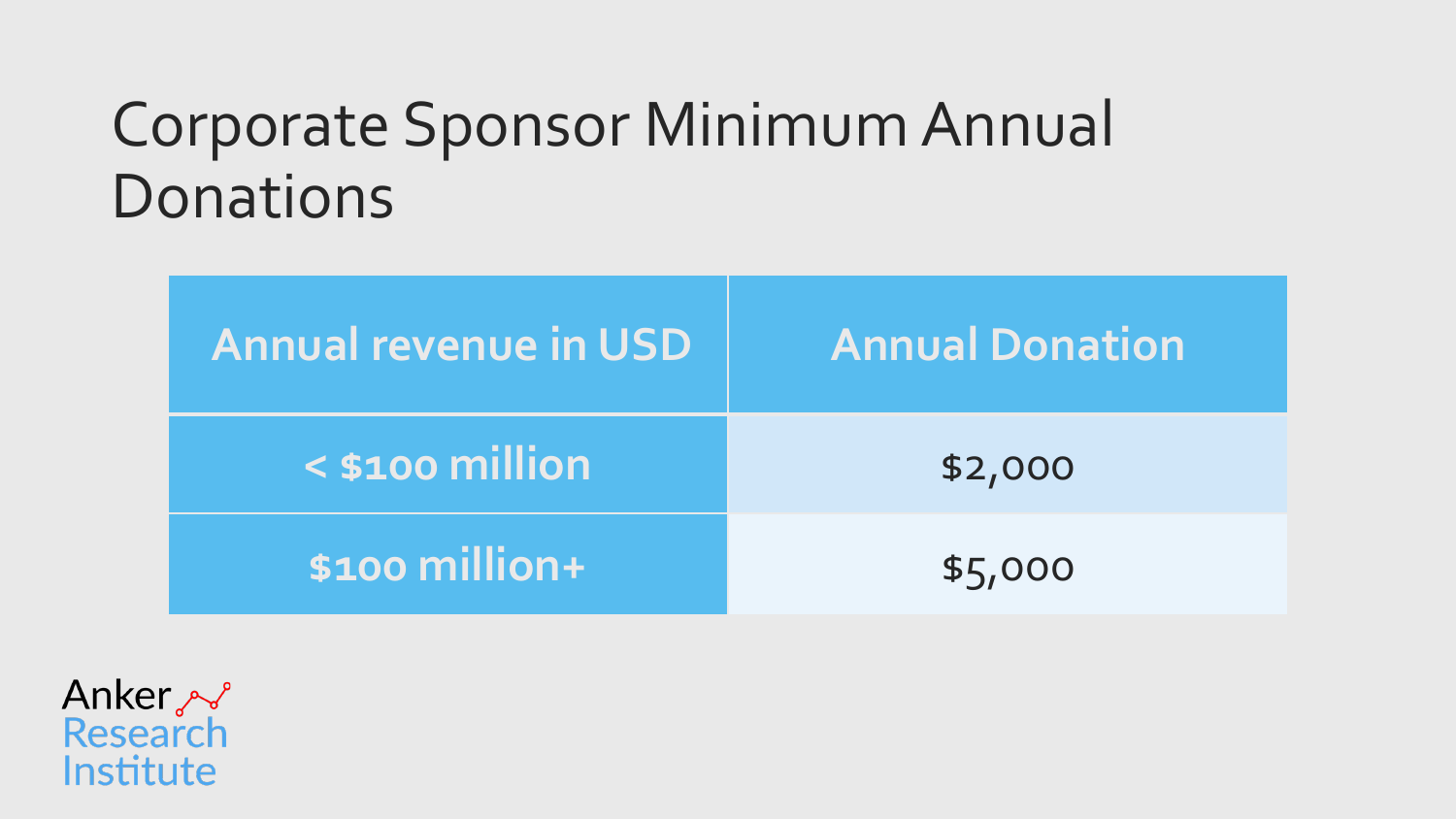# Corporate Sponsor Minimum Annual Donations

| Annual revenue in USD | Annual Donation |
|---|---|
| < $100 million | $2,000 |
| $100 million+ | $5,000 |

Anker Research Institute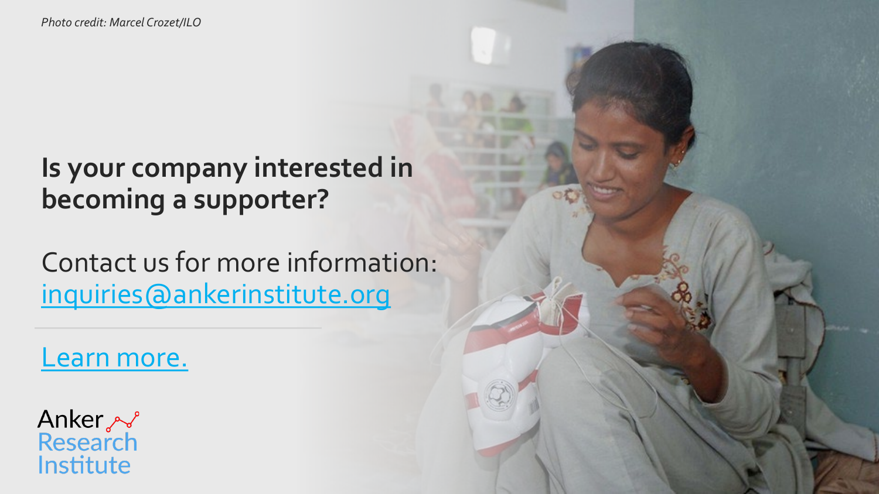*Photo credit: Marcel Crozet/ILO*

**Is your company interested in becoming a supporter?**

Contact us for more information:
inquiries@ankerinstitute.org

---

Learn more.

Anker Research Institute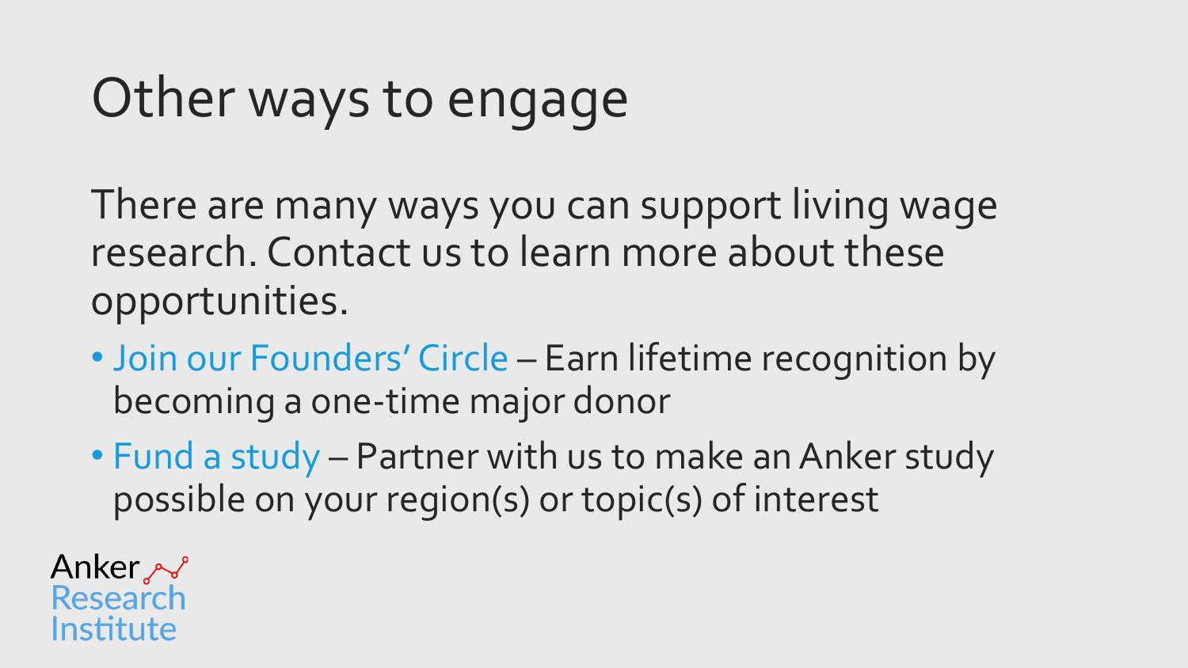# Other ways to engage

There are many ways you can support living wage research. Contact us to learn more about these opportunities.

- Join our Founders' Circle – Earn lifetime recognition by becoming a one-time major donor
- Fund a study – Partner with us to make an Anker study possible on your region(s) or topic(s) of interest

Anker Research Institute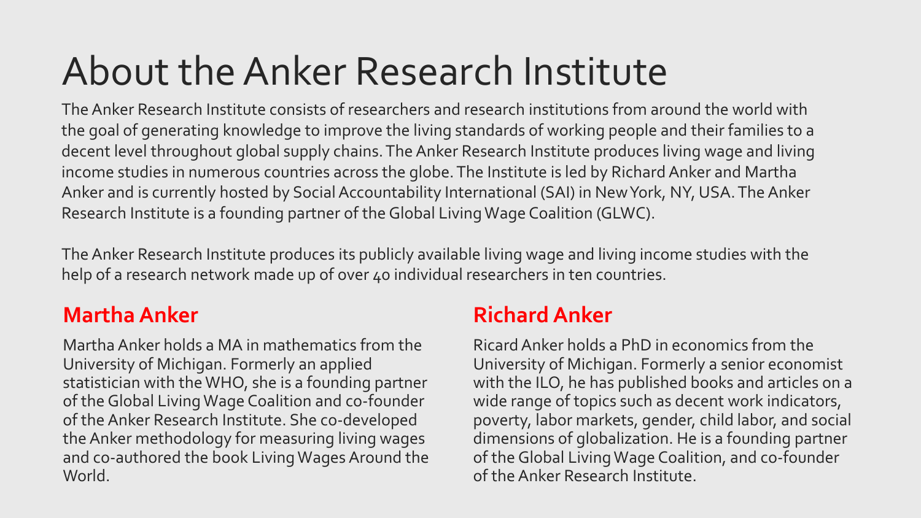# About the Anker Research Institute

The Anker Research Institute consists of researchers and research institutions from around the world with the goal of generating knowledge to improve the living standards of working people and their families to a decent level throughout global supply chains. The Anker Research Institute produces living wage and living income studies in numerous countries across the globe. The Institute is led by Richard Anker and Martha Anker and is currently hosted by Social Accountability International (SAI) in New York, NY, USA. The Anker Research Institute is a founding partner of the Global Living Wage Coalition (GLWC).

The Anker Research Institute produces its publicly available living wage and living income studies with the help of a research network made up of over 40 individual researchers in ten countries.

## Martha Anker

Martha Anker holds a MA in mathematics from the University of Michigan. Formerly an applied statistician with the WHO, she is a founding partner of the Global Living Wage Coalition and co-founder of the Anker Research Institute. She co-developed the Anker methodology for measuring living wages and co-authored the book Living Wages Around the World.

## Richard Anker

Ricard Anker holds a PhD in economics from the University of Michigan. Formerly a senior economist with the ILO, he has published books and articles on a wide range of topics such as decent work indicators, poverty, labor markets, gender, child labor, and social dimensions of globalization. He is a founding partner of the Global Living Wage Coalition, and co-founder of the Anker Research Institute.